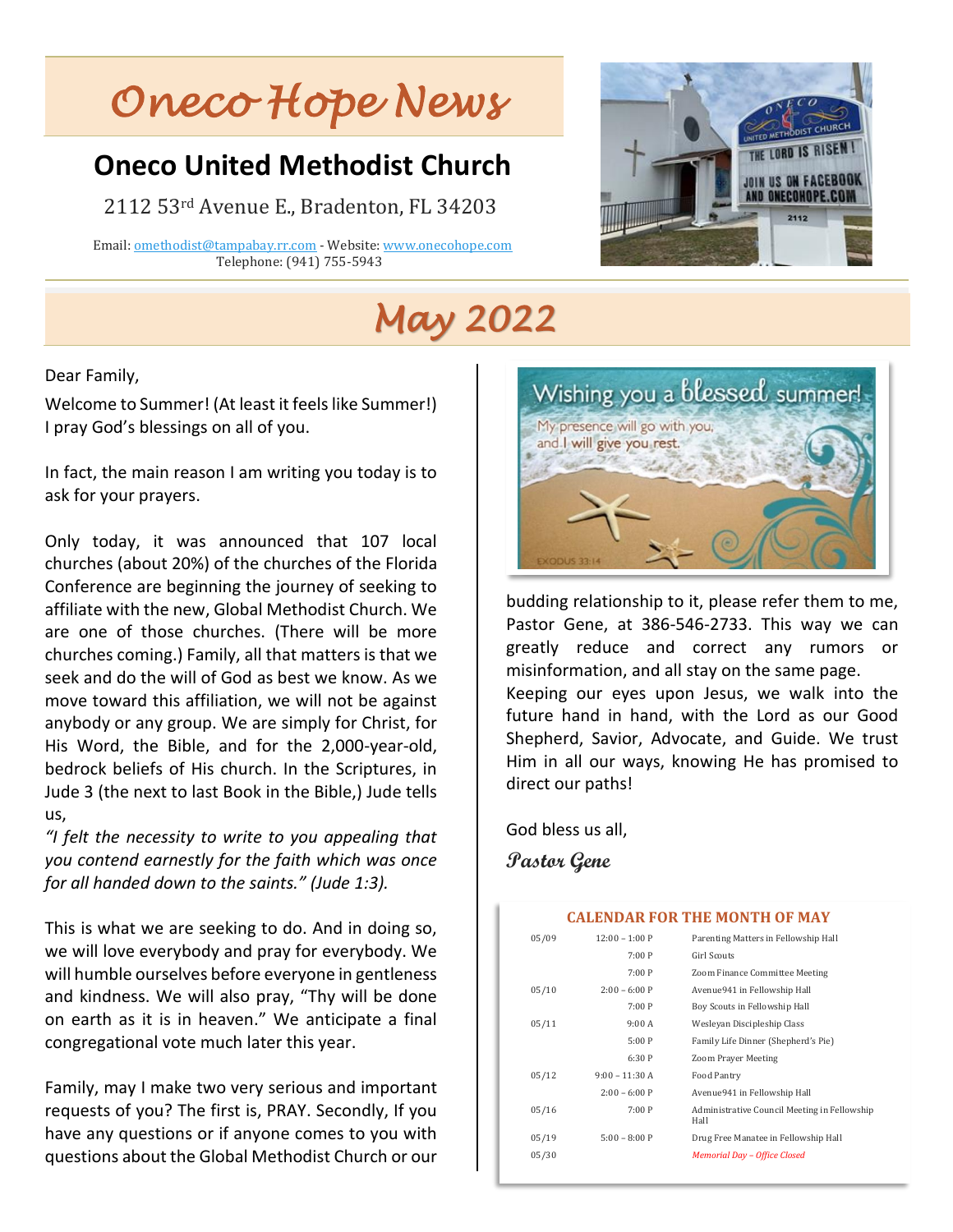# Oneco Hope News

## Oneco United Methodist Church

2112 53rd Avenue E., Bradenton, FL 34203

Email: omethodist@tampabay.rr.com - Website: www.onecohope.com
Telephone: (941) 755-5943

# May 2022

Dear Family,

Welcome to Summer! (At least it feels like Summer!) I pray God's blessings on all of you.

In fact, the main reason I am writing you today is to ask for your prayers.

Only today, it was announced that 107 local churches (about 20%) of the churches of the Florida Conference are beginning the journey of seeking to affiliate with the new, Global Methodist Church. We are one of those churches. (There will be more churches coming.) Family, all that matters is that we seek and do the will of God as best we know. As we move toward this affiliation, we will not be against anybody or any group. We are simply for Christ, for His Word, the Bible, and for the 2,000-year-old, bedrock beliefs of His church. In the Scriptures, in Jude 3 (the next to last Book in the Bible,) Jude tells us,

*"I felt the necessity to write to you appealing that you contend earnestly for the faith which was once for all handed down to the saints." (Jude 1:3).*

This is what we are seeking to do. And in doing so, we will love everybody and pray for everybody. We will humble ourselves before everyone in gentleness and kindness. We will also pray, "Thy will be done on earth as it is in heaven." We anticipate a final congregational vote much later this year.

Family, may I make two very serious and important requests of you? The first is, PRAY. Secondly, If you have any questions or if anyone comes to you with questions about the Global Methodist Church or our budding relationship to it, please refer them to me, Pastor Gene, at 386-546-2733. This way we can greatly reduce and correct any rumors or misinformation, and all stay on the same page.
Keeping our eyes upon Jesus, we walk into the future hand in hand, with the Lord as our Good Shepherd, Savior, Advocate, and Guide. We trust Him in all our ways, knowing He has promised to direct our paths!

God bless us all,

**Pastor Gene**

### CALENDAR FOR THE MONTH OF MAY

| Date | Time | Event |
|---|---|---|
| 05/09 | 12:00 – 1:00 P | Parenting Matters in Fellowship Hall |
| | 7:00 P | Girl Scouts |
| | 7:00 P | Zoom Finance Committee Meeting |
| 05/10 | 2:00 – 6:00 P | Avenue941 in Fellowship Hall |
| | 7:00 P | Boy Scouts in Fellowship Hall |
| 05/11 | 9:00 A | Wesleyan Discipleship Class |
| | 5:00 P | Family Life Dinner (Shepherd's Pie) |
| | 6:30 P | Zoom Prayer Meeting |
| 05/12 | 9:00 – 11:30 A | Food Pantry |
| | 2:00 – 6:00 P | Avenue941 in Fellowship Hall |
| 05/16 | 7:00 P | Administrative Council Meeting in Fellowship Hall |
| 05/19 | 5:00 – 8:00 P | Drug Free Manatee in Fellowship Hall |
| 05/30 | | *Memorial Day – Office Closed* |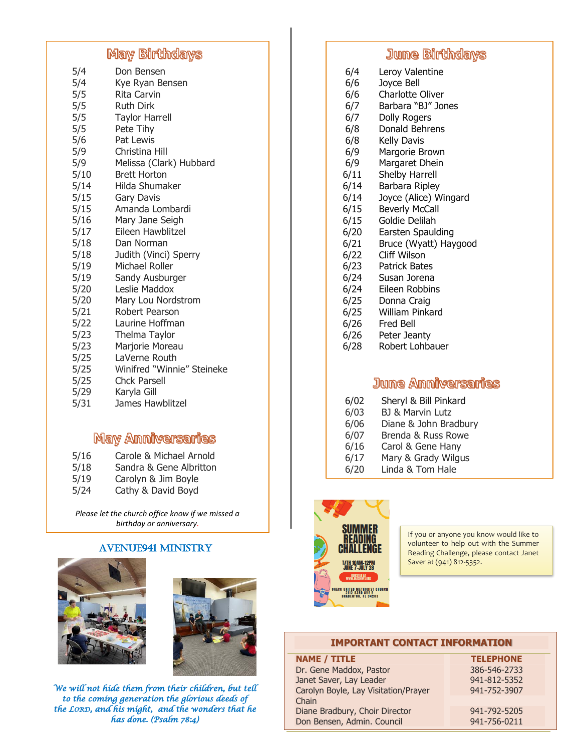## May Birthdays

| | |
|---|---|
| 5/4 | Don Bensen |
| 5/4 | Kye Ryan Bensen |
| 5/5 | Rita Carvin |
| 5/5 | Ruth Dirk |
| 5/5 | Taylor Harrell |
| 5/5 | Pete Tihy |
| 5/6 | Pat Lewis |
| 5/9 | Christina Hill |
| 5/9 | Melissa (Clark) Hubbard |
| 5/10 | Brett Horton |
| 5/14 | Hilda Shumaker |
| 5/15 | Gary Davis |
| 5/15 | Amanda Lombardi |
| 5/16 | Mary Jane Seigh |
| 5/17 | Eileen Hawblitzel |
| 5/18 | Dan Norman |
| 5/18 | Judith (Vinci) Sperry |
| 5/19 | Michael Roller |
| 5/19 | Sandy Ausburger |
| 5/20 | Leslie Maddox |
| 5/20 | Mary Lou Nordstrom |
| 5/21 | Robert Pearson |
| 5/22 | Laurine Hoffman |
| 5/23 | Thelma Taylor |
| 5/23 | Marjorie Moreau |
| 5/25 | LaVerne Routh |
| 5/25 | Winifred "Winnie" Steineke |
| 5/25 | Chck Parsell |
| 5/29 | Karyla Gill |
| 5/31 | James Hawblitzel |

## May Anniversaries

| | |
|---|---|
| 5/16 | Carole & Michael Arnold |
| 5/18 | Sandra & Gene Albritton |
| 5/19 | Carolyn & Jim Boyle |
| 5/24 | Cathy & David Boyd |

*Please let the church office know if we missed a birthday or anniversary.*

## AVENUE941 MINISTRY

*We will not hide them from their children, but tell to the coming generation the glorious deeds of the LORD, and his might, and the wonders that he has done. (Psalm 78:4)*

## June Birthdays

| | |
|---|---|
| 6/4 | Leroy Valentine |
| 6/6 | Joyce Bell |
| 6/6 | Charlotte Oliver |
| 6/7 | Barbara "BJ" Jones |
| 6/7 | Dolly Rogers |
| 6/8 | Donald Behrens |
| 6/8 | Kelly Davis |
| 6/9 | Margorie Brown |
| 6/9 | Margaret Dhein |
| 6/11 | Shelby Harrell |
| 6/14 | Barbara Ripley |
| 6/14 | Joyce (Alice) Wingard |
| 6/15 | Beverly McCall |
| 6/15 | Goldie Delilah |
| 6/20 | Earsten Spaulding |
| 6/21 | Bruce (Wyatt) Haygood |
| 6/22 | Cliff Wilson |
| 6/23 | Patrick Bates |
| 6/24 | Susan Jorena |
| 6/24 | Eileen Robbins |
| 6/25 | Donna Craig |
| 6/25 | William Pinkard |
| 6/26 | Fred Bell |
| 6/26 | Peter Jeanty |
| 6/28 | Robert Lohbauer |

## June Anniversaries

| | |
|---|---|
| 6/02 | Sheryl & Bill Pinkard |
| 6/03 | BJ & Marvin Lutz |
| 6/06 | Diane & John Bradbury |
| 6/07 | Brenda & Russ Rowe |
| 6/16 | Carol & Gene Hany |
| 6/17 | Mary & Grady Wilgus |
| 6/20 | Linda & Tom Hale |

SUMMER READING CHALLENGE
T/TH 10AM-12PM
JUNE 7-JULY 28
REGISTER AT WWW.AVENUE941.ORG
ONECO UNITED METHODIST CHURCH
2112 53RD AVE E
BRADENTON, FL 34203

If you or anyone you know would like to volunteer to help out with the Summer Reading Challenge, please contact Janet Saver at (941) 812-5352.

## IMPORTANT CONTACT INFORMATION

| NAME / TITLE | TELEPHONE |
|---|---|
| Dr. Gene Maddox, Pastor | 386-546-2733 |
| Janet Saver, Lay Leader | 941-812-5352 |
| Carolyn Boyle, Lay Visitation/Prayer Chain | 941-752-3907 |
| Diane Bradbury, Choir Director | 941-792-5205 |
| Don Bensen, Admin. Council | 941-756-0211 |